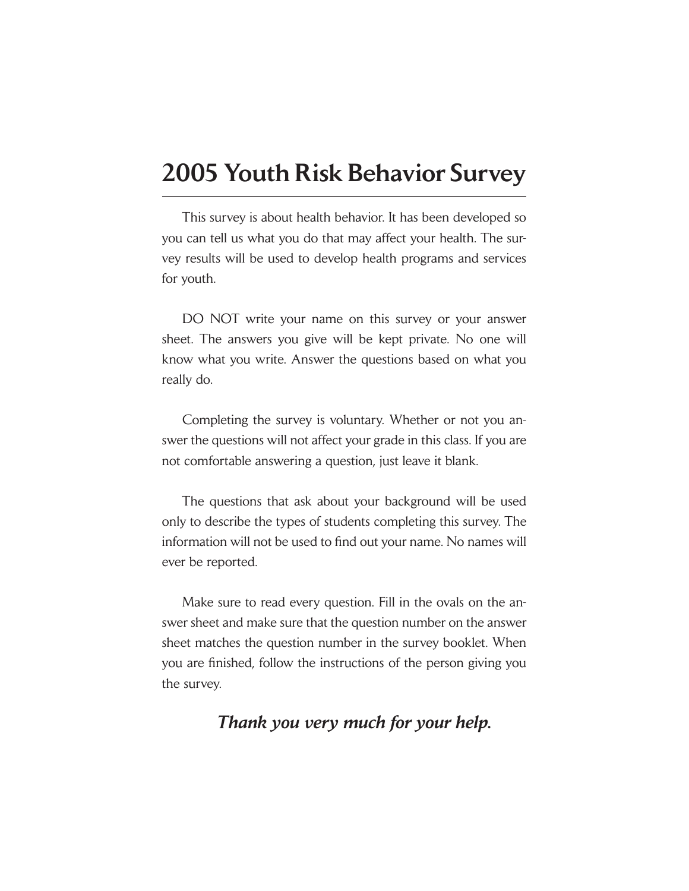# 2005 Youth Risk Behavior Survey

This survey is about health behavior. It has been developed so you can tell us what you do that may affect your health. The survey results will be used to develop health programs and services for youth.

DO NOT write your name on this survey or your answer sheet. The answers you give will be kept private. No one will know what you write. Answer the questions based on what you really do.

Completing the survey is voluntary. Whether or not you answer the questions will not affect your grade in this class. If you are not comfortable answering a question, just leave it blank.

The questions that ask about your background will be used only to describe the types of students completing this survey. The information will not be used to find out your name. No names will ever be reported.

Make sure to read every question. Fill in the ovals on the answer sheet and make sure that the question number on the answer sheet matches the question number in the survey booklet. When you are finished, follow the instructions of the person giving you the survey.

***Thank you very much for your help.***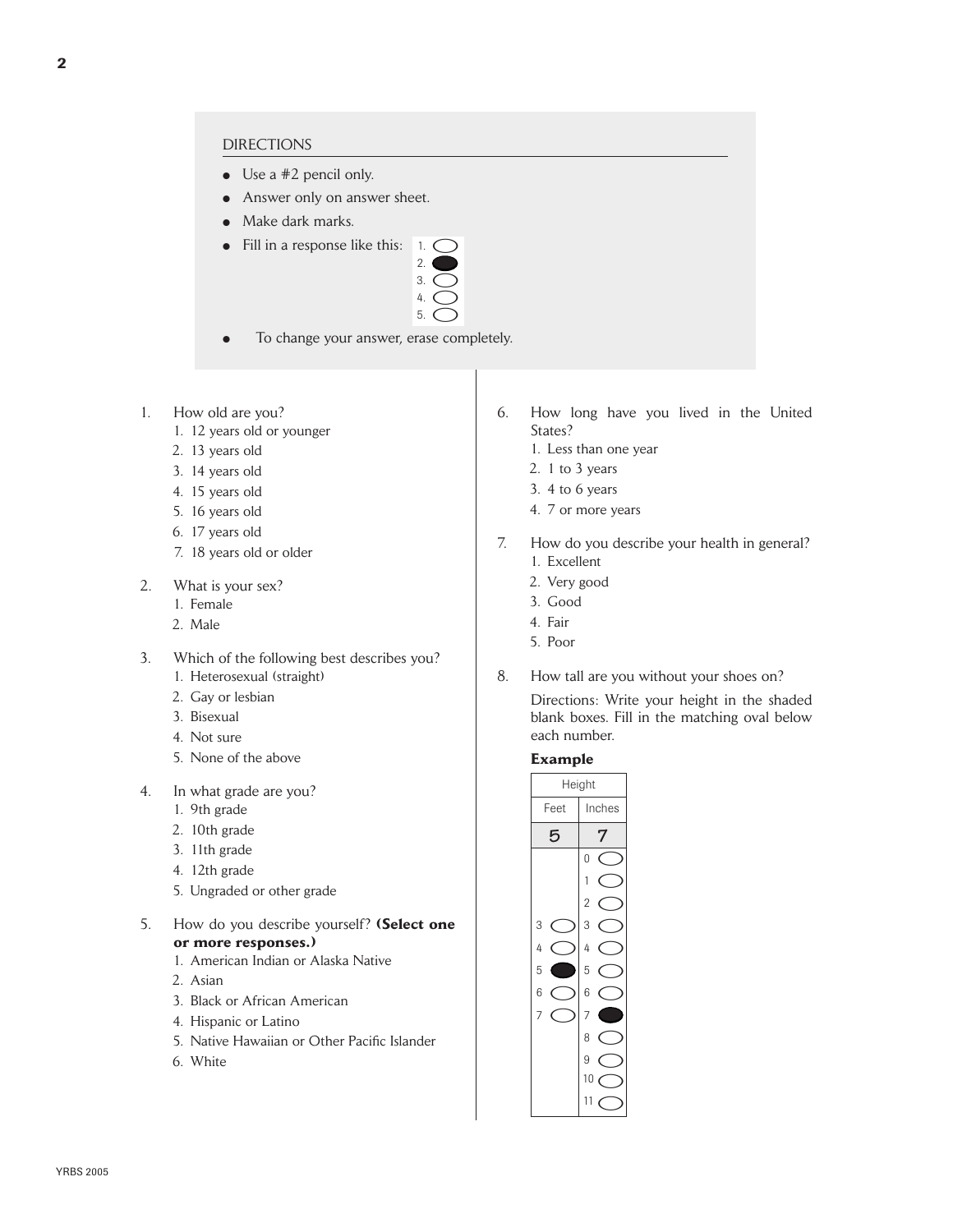## DIRECTIONS

- Use a #2 pencil only.
- Answer only on answer sheet.
- Make dark marks.
- Fill in a response like this:
  1. ○
  2. ●
  3. ○
  4. ○
  5. ○
- To change your answer, erase completely.

1. How old are you?
   1. 12 years old or younger
   2. 13 years old
   3. 14 years old
   4. 15 years old
   5. 16 years old
   6. 17 years old
   7. 18 years old or older

2. What is your sex?
   1. Female
   2. Male

3. Which of the following best describes you?
   1. Heterosexual (straight)
   2. Gay or lesbian
   3. Bisexual
   4. Not sure
   5. None of the above

4. In what grade are you?
   1. 9th grade
   2. 10th grade
   3. 11th grade
   4. 12th grade
   5. Ungraded or other grade

5. How do you describe yourself? **(Select one or more responses.)**
   1. American Indian or Alaska Native
   2. Asian
   3. Black or African American
   4. Hispanic or Latino
   5. Native Hawaiian or Other Pacific Islander
   6. White

6. How long have you lived in the United States?
   1. Less than one year
   2. 1 to 3 years
   3. 4 to 6 years
   4. 7 or more years

7. How do you describe your health in general?
   1. Excellent
   2. Very good
   3. Good
   4. Fair
   5. Poor

8. How tall are you without your shoes on?

   Directions: Write your height in the shaded blank boxes. Fill in the matching oval below each number.

   **Example**

| Height | |
|---|---|
| Feet | Inches |
| 5 | 7 |
| | 0 ○ |
| | 1 ○ |
| | 2 ○ |
| 3 ○ | 3 ○ |
| 4 ○ | 4 ○ |
| 5 ● | 5 ○ |
| 6 ○ | 6 ○ |
| 7 ○ | 7 ● |
| | 8 ○ |
| | 9 ○ |
| | 10 ○ |
| | 11 ○ |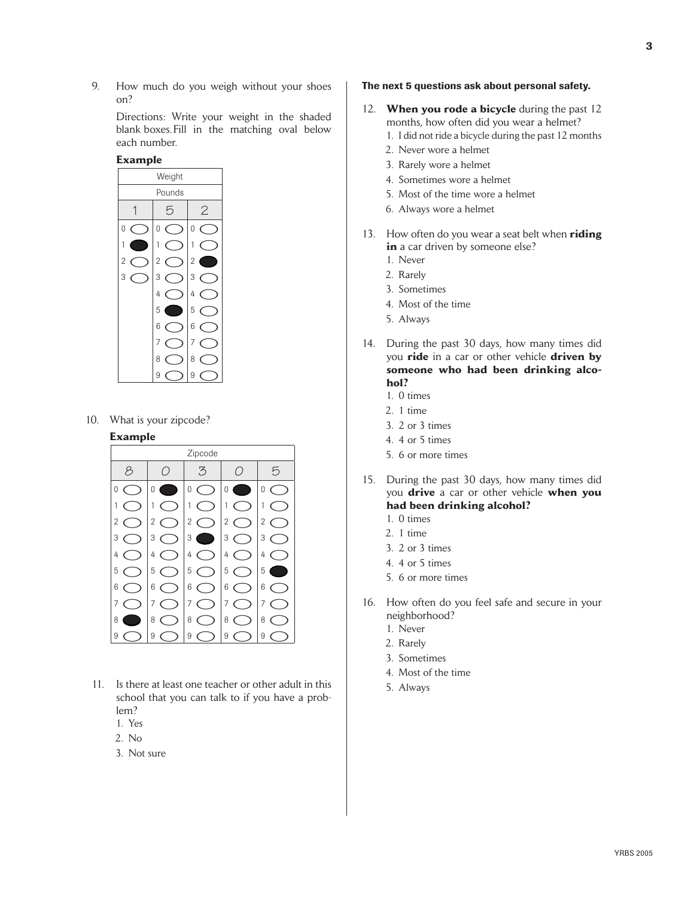9. How much do you weigh without your shoes on?

   Directions: Write your weight in the shaded blank boxes. Fill in the matching oval below each number.

   **Example**

| Weight | | |
|---|---|---|
| Pounds | | |
| 1 | 5 | 2 |
| 0 ◯ | 0 ◯ | 0 ◯ |
| 1 ⬤ | 1 ◯ | 1 ◯ |
| 2 ◯ | 2 ◯ | 2 ⬤ |
| 3 ◯ | 3 ◯ | 3 ◯ |
| | 4 ◯ | 4 ◯ |
| | 5 ⬤ | 5 ◯ |
| | 6 ◯ | 6 ◯ |
| | 7 ◯ | 7 ◯ |
| | 8 ◯ | 8 ◯ |
| | 9 ◯ | 9 ◯ |

10. What is your zipcode?

    **Example**

| Zipcode | | | | |
|---|---|---|---|---|
| 8 | 0 | 3 | 0 | 5 |
| 0 ◯ | 0 ⬤ | 0 ◯ | 0 ⬤ | 0 ◯ |
| 1 ◯ | 1 ◯ | 1 ◯ | 1 ◯ | 1 ◯ |
| 2 ◯ | 2 ◯ | 2 ◯ | 2 ◯ | 2 ◯ |
| 3 ◯ | 3 ◯ | 3 ⬤ | 3 ◯ | 3 ◯ |
| 4 ◯ | 4 ◯ | 4 ◯ | 4 ◯ | 4 ◯ |
| 5 ◯ | 5 ◯ | 5 ◯ | 5 ◯ | 5 ⬤ |
| 6 ◯ | 6 ◯ | 6 ◯ | 6 ◯ | 6 ◯ |
| 7 ◯ | 7 ◯ | 7 ◯ | 7 ◯ | 7 ◯ |
| 8 ⬤ | 8 ◯ | 8 ◯ | 8 ◯ | 8 ◯ |
| 9 ◯ | 9 ◯ | 9 ◯ | 9 ◯ | 9 ◯ |

11. Is there at least one teacher or other adult in this school that you can talk to if you have a problem?
    1. Yes
    2. No
    3. Not sure

**The next 5 questions ask about personal safety.**

12. **When you rode a bicycle** during the past 12 months, how often did you wear a helmet?
    1. I did not ride a bicycle during the past 12 months
    2. Never wore a helmet
    3. Rarely wore a helmet
    4. Sometimes wore a helmet
    5. Most of the time wore a helmet
    6. Always wore a helmet

13. How often do you wear a seat belt when **riding in** a car driven by someone else?
    1. Never
    2. Rarely
    3. Sometimes
    4. Most of the time
    5. Always

14. During the past 30 days, how many times did you **ride** in a car or other vehicle **driven by someone who had been drinking alcohol?**
    1. 0 times
    2. 1 time
    3. 2 or 3 times
    4. 4 or 5 times
    5. 6 or more times

15. During the past 30 days, how many times did you **drive** a car or other vehicle **when you had been drinking alcohol?**
    1. 0 times
    2. 1 time
    3. 2 or 3 times
    4. 4 or 5 times
    5. 6 or more times

16. How often do you feel safe and secure in your neighborhood?
    1. Never
    2. Rarely
    3. Sometimes
    4. Most of the time
    5. Always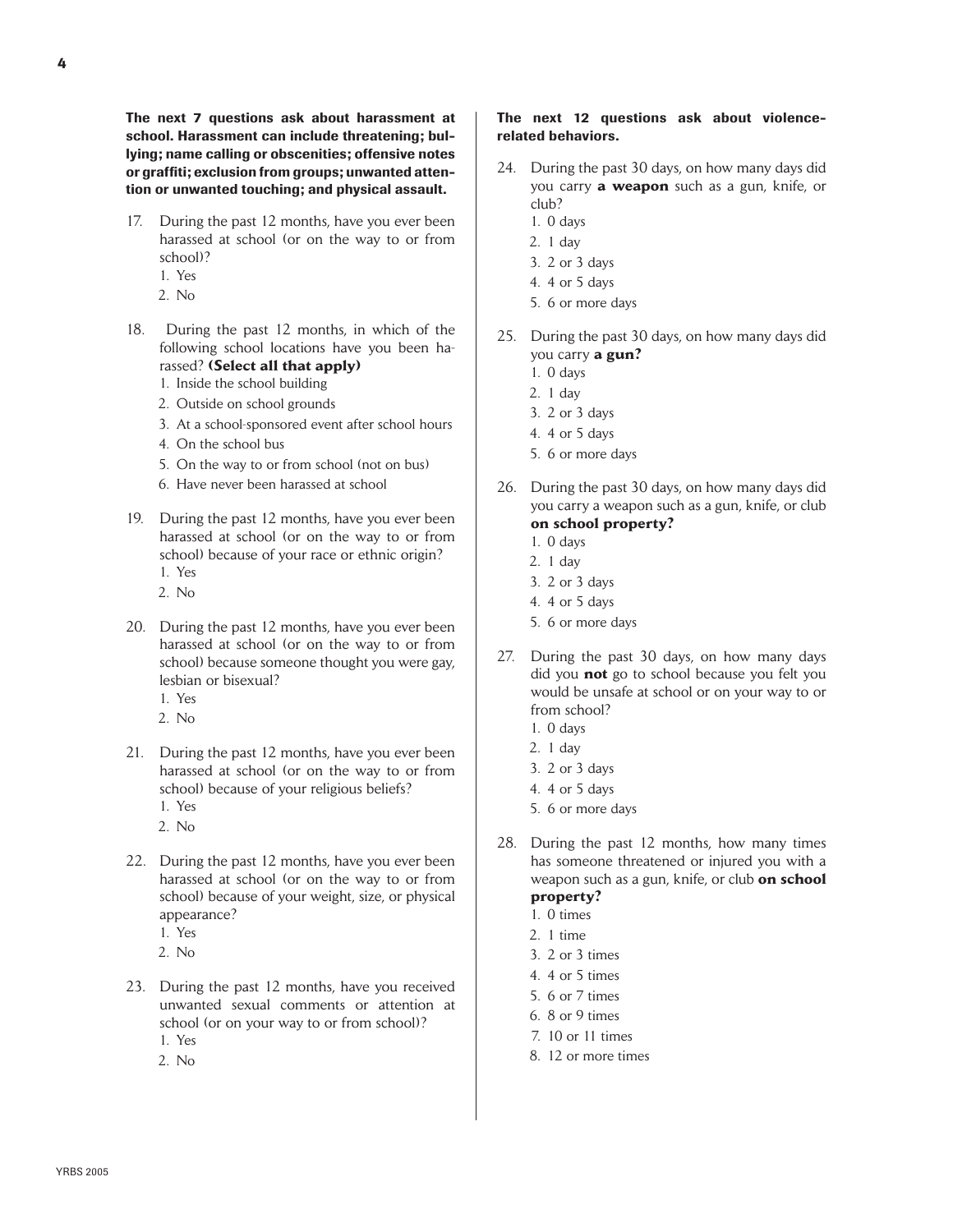**The next 7 questions ask about harassment at school. Harassment can include threatening; bullying; name calling or obscenities; offensive notes or graffiti; exclusion from groups; unwanted attention or unwanted touching; and physical assault.**

17. During the past 12 months, have you ever been harassed at school (or on the way to or from school)?
    1. Yes
    2. No

18. During the past 12 months, in which of the following school locations have you been harassed? **(Select all that apply)**
    1. Inside the school building
    2. Outside on school grounds
    3. At a school-sponsored event after school hours
    4. On the school bus
    5. On the way to or from school (not on bus)
    6. Have never been harassed at school

19. During the past 12 months, have you ever been harassed at school (or on the way to or from school) because of your race or ethnic origin?
    1. Yes
    2. No

20. During the past 12 months, have you ever been harassed at school (or on the way to or from school) because someone thought you were gay, lesbian or bisexual?
    1. Yes
    2. No

21. During the past 12 months, have you ever been harassed at school (or on the way to or from school) because of your religious beliefs?
    1. Yes
    2. No

22. During the past 12 months, have you ever been harassed at school (or on the way to or from school) because of your weight, size, or physical appearance?
    1. Yes
    2. No

23. During the past 12 months, have you received unwanted sexual comments or attention at school (or on your way to or from school)?
    1. Yes
    2. No

**The next 12 questions ask about violence-related behaviors.**

24. During the past 30 days, on how many days did you carry **a weapon** such as a gun, knife, or club?
    1. 0 days
    2. 1 day
    3. 2 or 3 days
    4. 4 or 5 days
    5. 6 or more days

25. During the past 30 days, on how many days did you carry **a gun?**
    1. 0 days
    2. 1 day
    3. 2 or 3 days
    4. 4 or 5 days
    5. 6 or more days

26. During the past 30 days, on how many days did you carry a weapon such as a gun, knife, or club **on school property?**
    1. 0 days
    2. 1 day
    3. 2 or 3 days
    4. 4 or 5 days
    5. 6 or more days

27. During the past 30 days, on how many days did you **not** go to school because you felt you would be unsafe at school or on your way to or from school?
    1. 0 days
    2. 1 day
    3. 2 or 3 days
    4. 4 or 5 days
    5. 6 or more days

28. During the past 12 months, how many times has someone threatened or injured you with a weapon such as a gun, knife, or club **on school property?**
    1. 0 times
    2. 1 time
    3. 2 or 3 times
    4. 4 or 5 times
    5. 6 or 7 times
    6. 8 or 9 times
    7. 10 or 11 times
    8. 12 or more times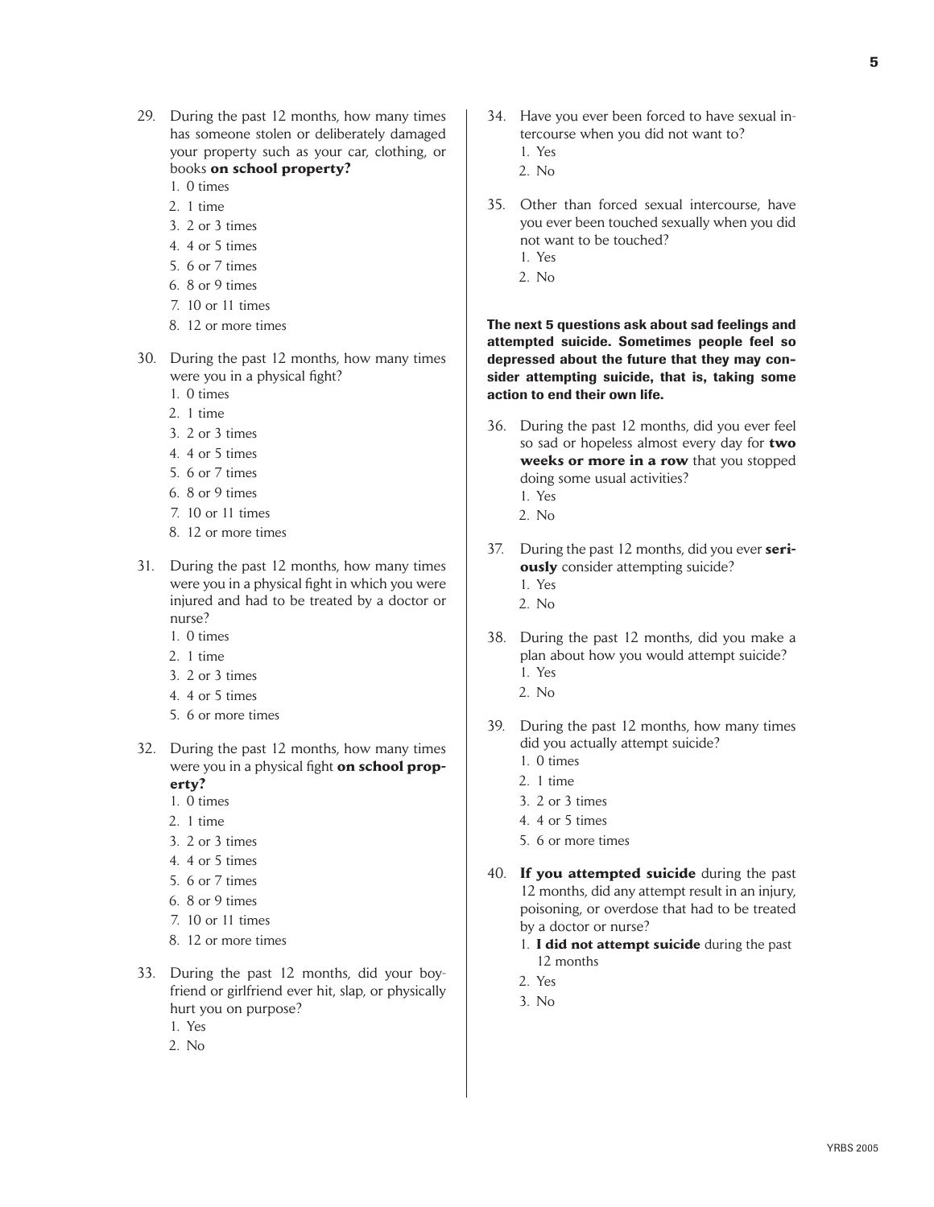29. During the past 12 months, how many times has someone stolen or deliberately damaged your property such as your car, clothing, or books **on school property?**
    1. 0 times
    2. 1 time
    3. 2 or 3 times
    4. 4 or 5 times
    5. 6 or 7 times
    6. 8 or 9 times
    7. 10 or 11 times
    8. 12 or more times

30. During the past 12 months, how many times were you in a physical fight?
    1. 0 times
    2. 1 time
    3. 2 or 3 times
    4. 4 or 5 times
    5. 6 or 7 times
    6. 8 or 9 times
    7. 10 or 11 times
    8. 12 or more times

31. During the past 12 months, how many times were you in a physical fight in which you were injured and had to be treated by a doctor or nurse?
    1. 0 times
    2. 1 time
    3. 2 or 3 times
    4. 4 or 5 times
    5. 6 or more times

32. During the past 12 months, how many times were you in a physical fight **on school property?**
    1. 0 times
    2. 1 time
    3. 2 or 3 times
    4. 4 or 5 times
    5. 6 or 7 times
    6. 8 or 9 times
    7. 10 or 11 times
    8. 12 or more times

33. During the past 12 months, did your boyfriend or girlfriend ever hit, slap, or physically hurt you on purpose?
    1. Yes
    2. No

34. Have you ever been forced to have sexual intercourse when you did not want to?
    1. Yes
    2. No

35. Other than forced sexual intercourse, have you ever been touched sexually when you did not want to be touched?
    1. Yes
    2. No

**The next 5 questions ask about sad feelings and attempted suicide. Sometimes people feel so depressed about the future that they may consider attempting suicide, that is, taking some action to end their own life.**

36. During the past 12 months, did you ever feel so sad or hopeless almost every day for **two weeks or more in a row** that you stopped doing some usual activities?
    1. Yes
    2. No

37. During the past 12 months, did you ever **seriously** consider attempting suicide?
    1. Yes
    2. No

38. During the past 12 months, did you make a plan about how you would attempt suicide?
    1. Yes
    2. No

39. During the past 12 months, how many times did you actually attempt suicide?
    1. 0 times
    2. 1 time
    3. 2 or 3 times
    4. 4 or 5 times
    5. 6 or more times

40. **If you attempted suicide** during the past 12 months, did any attempt result in an injury, poisoning, or overdose that had to be treated by a doctor or nurse?
    1. **I did not attempt suicide** during the past 12 months
    2. Yes
    3. No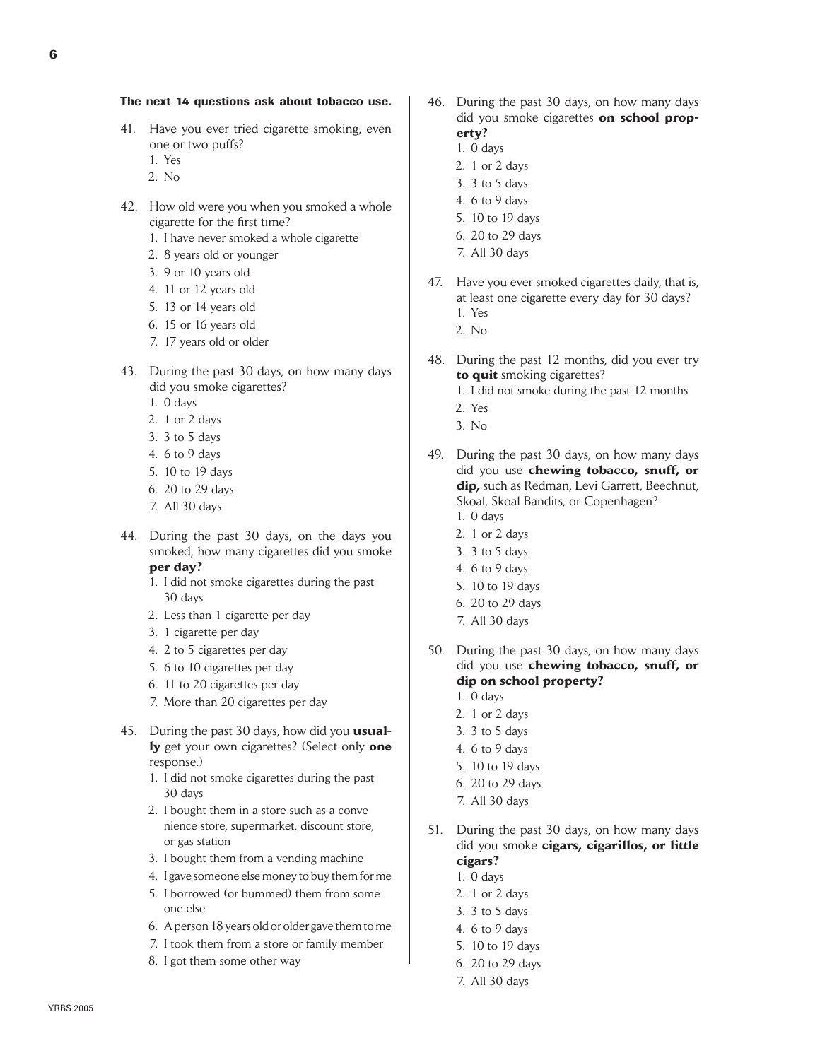**The next 14 questions ask about tobacco use.**

41. Have you ever tried cigarette smoking, even one or two puffs?
    1. Yes
    2. No

42. How old were you when you smoked a whole cigarette for the first time?
    1. I have never smoked a whole cigarette
    2. 8 years old or younger
    3. 9 or 10 years old
    4. 11 or 12 years old
    5. 13 or 14 years old
    6. 15 or 16 years old
    7. 17 years old or older

43. During the past 30 days, on how many days did you smoke cigarettes?
    1. 0 days
    2. 1 or 2 days
    3. 3 to 5 days
    4. 6 to 9 days
    5. 10 to 19 days
    6. 20 to 29 days
    7. All 30 days

44. During the past 30 days, on the days you smoked, how many cigarettes did you smoke **per day?**
    1. I did not smoke cigarettes during the past 30 days
    2. Less than 1 cigarette per day
    3. 1 cigarette per day
    4. 2 to 5 cigarettes per day
    5. 6 to 10 cigarettes per day
    6. 11 to 20 cigarettes per day
    7. More than 20 cigarettes per day

45. During the past 30 days, how did you **usually** get your own cigarettes? (Select only **one** response.)
    1. I did not smoke cigarettes during the past 30 days
    2. I bought them in a store such as a convenience store, supermarket, discount store, or gas station
    3. I bought them from a vending machine
    4. I gave someone else money to buy them for me
    5. I borrowed (or bummed) them from someone else
    6. A person 18 years old or older gave them to me
    7. I took them from a store or family member
    8. I got them some other way

46. During the past 30 days, on how many days did you smoke cigarettes **on school property?**
    1. 0 days
    2. 1 or 2 days
    3. 3 to 5 days
    4. 6 to 9 days
    5. 10 to 19 days
    6. 20 to 29 days
    7. All 30 days

47. Have you ever smoked cigarettes daily, that is, at least one cigarette every day for 30 days?
    1. Yes
    2. No

48. During the past 12 months, did you ever try **to quit** smoking cigarettes?
    1. I did not smoke during the past 12 months
    2. Yes
    3. No

49. During the past 30 days, on how many days did you use **chewing tobacco, snuff, or dip,** such as Redman, Levi Garrett, Beechnut, Skoal, Skoal Bandits, or Copenhagen?
    1. 0 days
    2. 1 or 2 days
    3. 3 to 5 days
    4. 6 to 9 days
    5. 10 to 19 days
    6. 20 to 29 days
    7. All 30 days

50. During the past 30 days, on how many days did you use **chewing tobacco, snuff, or dip on school property?**
    1. 0 days
    2. 1 or 2 days
    3. 3 to 5 days
    4. 6 to 9 days
    5. 10 to 19 days
    6. 20 to 29 days
    7. All 30 days

51. During the past 30 days, on how many days did you smoke **cigars, cigarillos, or little cigars?**
    1. 0 days
    2. 1 or 2 days
    3. 3 to 5 days
    4. 6 to 9 days
    5. 10 to 19 days
    6. 20 to 29 days
    7. All 30 days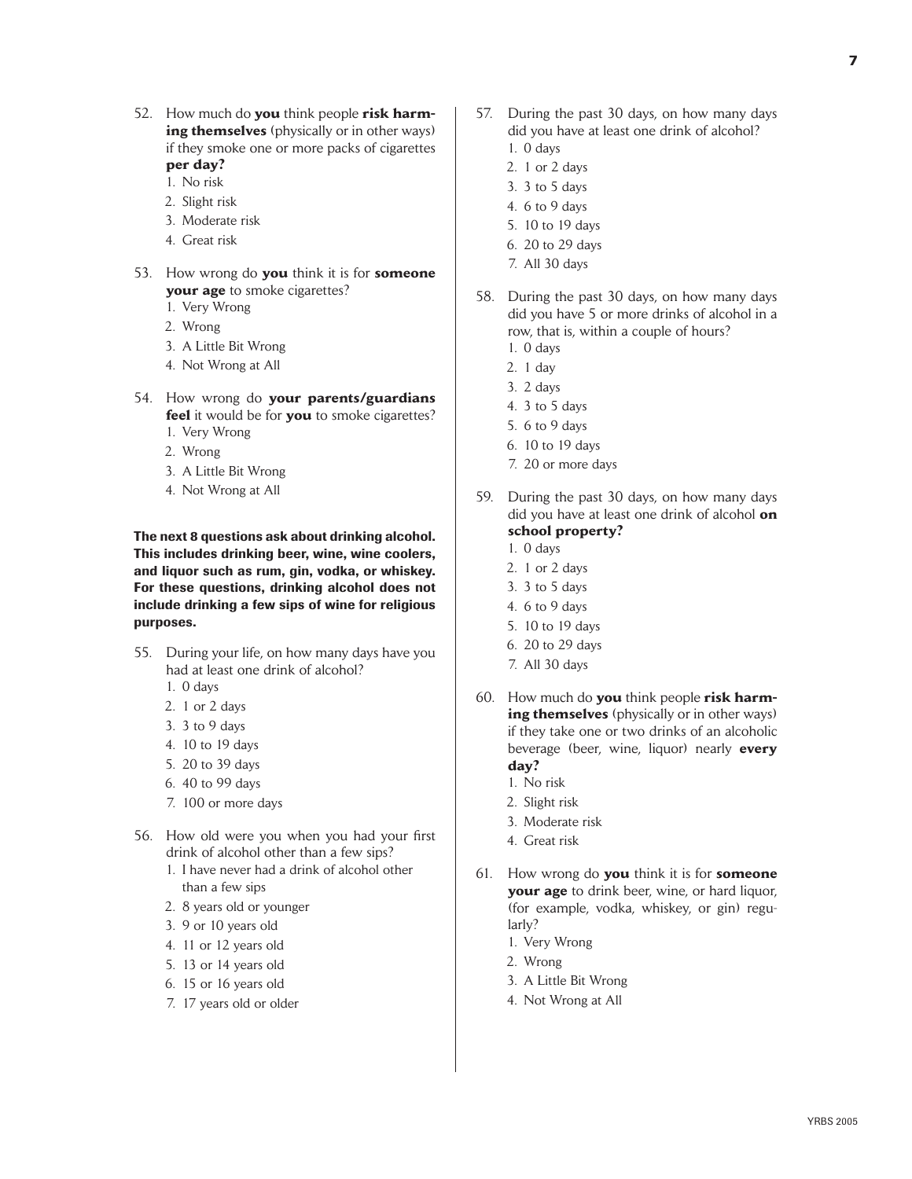52. How much do **you** think people **risk harming themselves** (physically or in other ways) if they smoke one or more packs of cigarettes **per day?**
    1. No risk
    2. Slight risk
    3. Moderate risk
    4. Great risk

53. How wrong do **you** think it is for **someone your age** to smoke cigarettes?
    1. Very Wrong
    2. Wrong
    3. A Little Bit Wrong
    4. Not Wrong at All

54. How wrong do **your parents/guardians feel** it would be for **you** to smoke cigarettes?
    1. Very Wrong
    2. Wrong
    3. A Little Bit Wrong
    4. Not Wrong at All

**The next 8 questions ask about drinking alcohol. This includes drinking beer, wine, wine coolers, and liquor such as rum, gin, vodka, or whiskey. For these questions, drinking alcohol does not include drinking a few sips of wine for religious purposes.**

55. During your life, on how many days have you had at least one drink of alcohol?
    1. 0 days
    2. 1 or 2 days
    3. 3 to 9 days
    4. 10 to 19 days
    5. 20 to 39 days
    6. 40 to 99 days
    7. 100 or more days

56. How old were you when you had your first drink of alcohol other than a few sips?
    1. I have never had a drink of alcohol other than a few sips
    2. 8 years old or younger
    3. 9 or 10 years old
    4. 11 or 12 years old
    5. 13 or 14 years old
    6. 15 or 16 years old
    7. 17 years old or older

57. During the past 30 days, on how many days did you have at least one drink of alcohol?
    1. 0 days
    2. 1 or 2 days
    3. 3 to 5 days
    4. 6 to 9 days
    5. 10 to 19 days
    6. 20 to 29 days
    7. All 30 days

58. During the past 30 days, on how many days did you have 5 or more drinks of alcohol in a row, that is, within a couple of hours?
    1. 0 days
    2. 1 day
    3. 2 days
    4. 3 to 5 days
    5. 6 to 9 days
    6. 10 to 19 days
    7. 20 or more days

59. During the past 30 days, on how many days did you have at least one drink of alcohol **on school property?**
    1. 0 days
    2. 1 or 2 days
    3. 3 to 5 days
    4. 6 to 9 days
    5. 10 to 19 days
    6. 20 to 29 days
    7. All 30 days

60. How much do **you** think people **risk harming themselves** (physically or in other ways) if they take one or two drinks of an alcoholic beverage (beer, wine, liquor) nearly **every day?**
    1. No risk
    2. Slight risk
    3. Moderate risk
    4. Great risk

61. How wrong do **you** think it is for **someone your age** to drink beer, wine, or hard liquor, (for example, vodka, whiskey, or gin) regularly?
    1. Very Wrong
    2. Wrong
    3. A Little Bit Wrong
    4. Not Wrong at All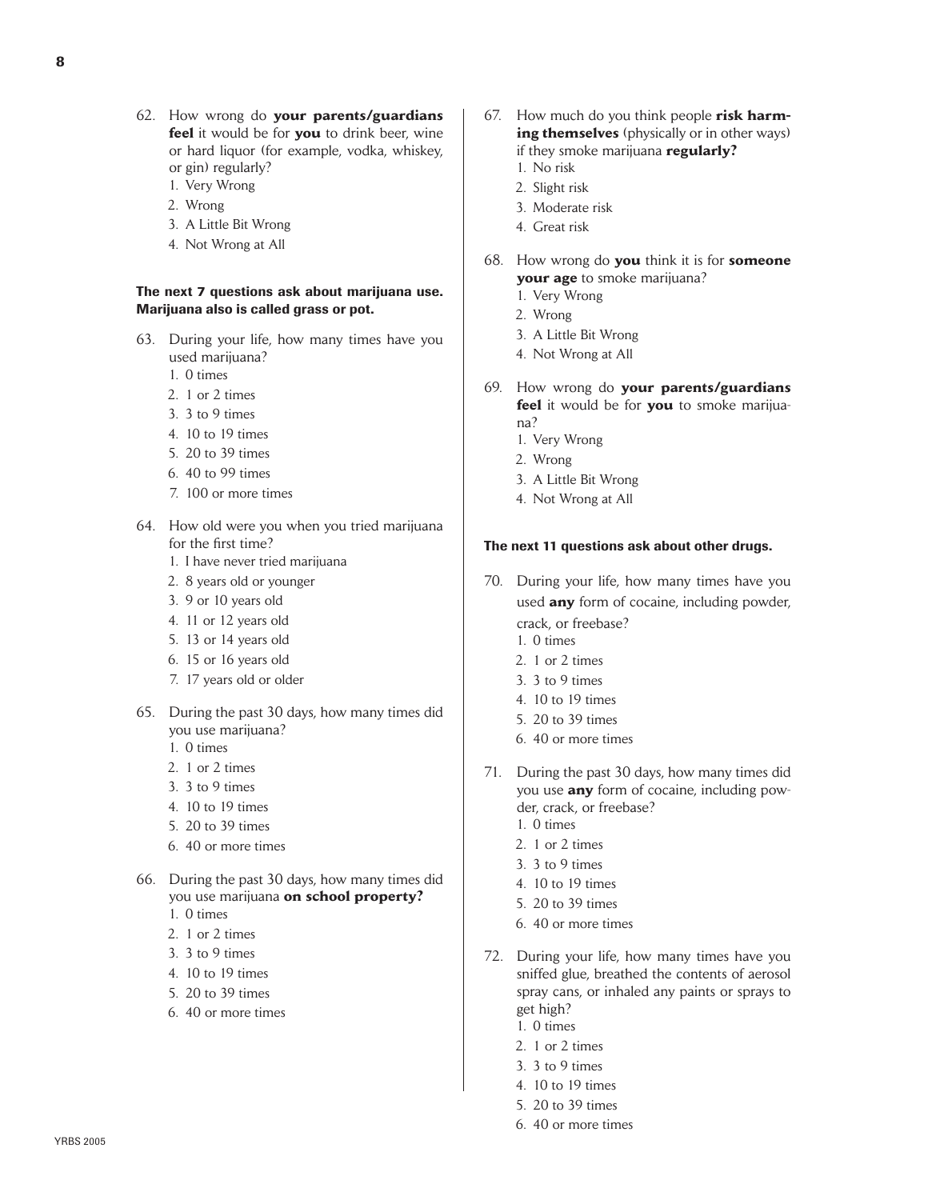62. How wrong do **your parents/guardians feel** it would be for **you** to drink beer, wine or hard liquor (for example, vodka, whiskey, or gin) regularly?
    1. Very Wrong
    2. Wrong
    3. A Little Bit Wrong
    4. Not Wrong at All

**The next 7 questions ask about marijuana use. Marijuana also is called grass or pot.**

63. During your life, how many times have you used marijuana?
    1. 0 times
    2. 1 or 2 times
    3. 3 to 9 times
    4. 10 to 19 times
    5. 20 to 39 times
    6. 40 to 99 times
    7. 100 or more times

64. How old were you when you tried marijuana for the first time?
    1. I have never tried marijuana
    2. 8 years old or younger
    3. 9 or 10 years old
    4. 11 or 12 years old
    5. 13 or 14 years old
    6. 15 or 16 years old
    7. 17 years old or older

65. During the past 30 days, how many times did you use marijuana?
    1. 0 times
    2. 1 or 2 times
    3. 3 to 9 times
    4. 10 to 19 times
    5. 20 to 39 times
    6. 40 or more times

66. During the past 30 days, how many times did you use marijuana **on school property?**
    1. 0 times
    2. 1 or 2 times
    3. 3 to 9 times
    4. 10 to 19 times
    5. 20 to 39 times
    6. 40 or more times

67. How much do you think people **risk harming themselves** (physically or in other ways) if they smoke marijuana **regularly?**
    1. No risk
    2. Slight risk
    3. Moderate risk
    4. Great risk

68. How wrong do **you** think it is for **someone your age** to smoke marijuana?
    1. Very Wrong
    2. Wrong
    3. A Little Bit Wrong
    4. Not Wrong at All

69. How wrong do **your parents/guardians feel** it would be for **you** to smoke marijuana?
    1. Very Wrong
    2. Wrong
    3. A Little Bit Wrong
    4. Not Wrong at All

**The next 11 questions ask about other drugs.**

70. During your life, how many times have you used **any** form of cocaine, including powder, crack, or freebase?
    1. 0 times
    2. 1 or 2 times
    3. 3 to 9 times
    4. 10 to 19 times
    5. 20 to 39 times
    6. 40 or more times

71. During the past 30 days, how many times did you use **any** form of cocaine, including powder, crack, or freebase?
    1. 0 times
    2. 1 or 2 times
    3. 3 to 9 times
    4. 10 to 19 times
    5. 20 to 39 times
    6. 40 or more times

72. During your life, how many times have you sniffed glue, breathed the contents of aerosol spray cans, or inhaled any paints or sprays to get high?
    1. 0 times
    2. 1 or 2 times
    3. 3 to 9 times
    4. 10 to 19 times
    5. 20 to 39 times
    6. 40 or more times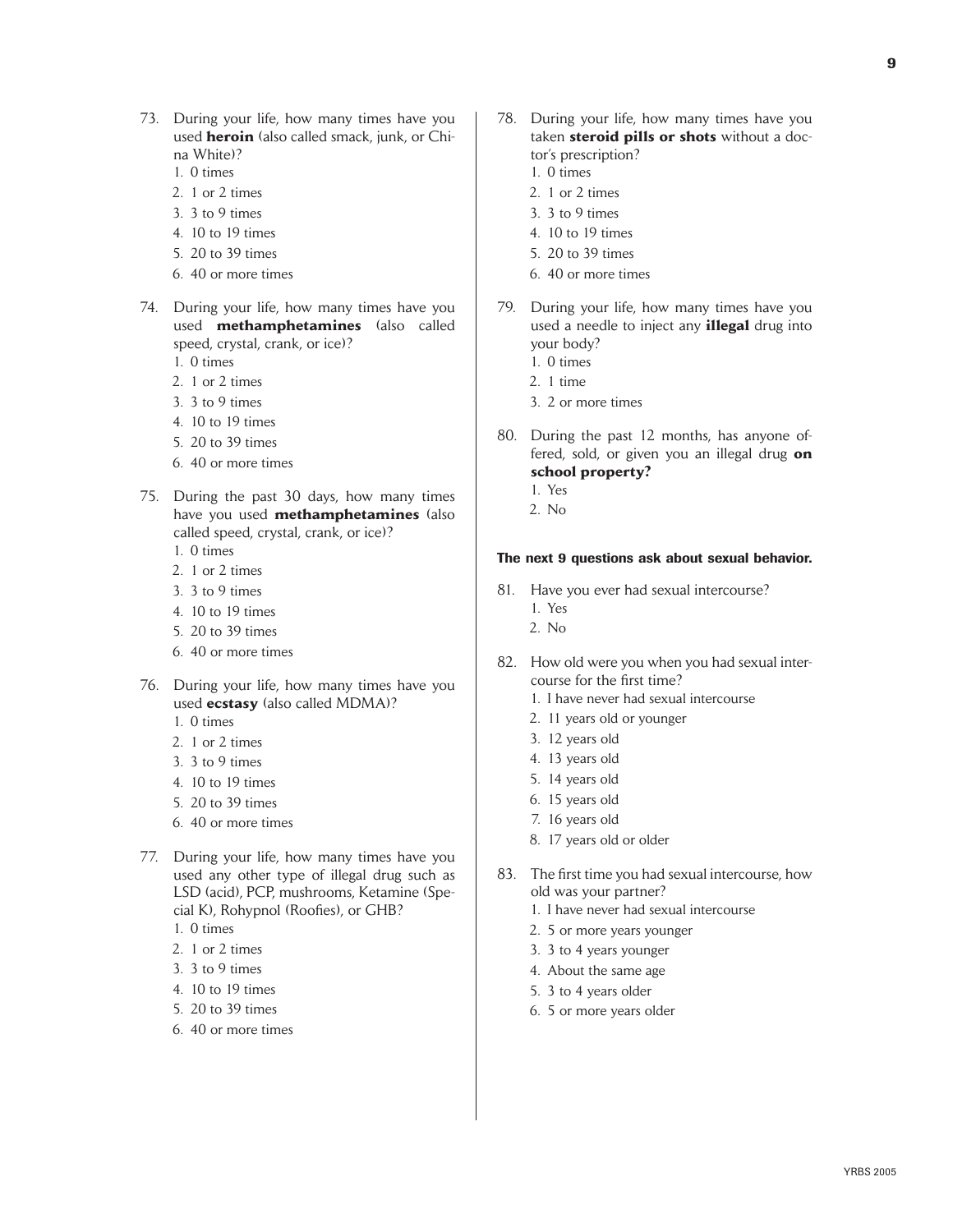73. During your life, how many times have you used **heroin** (also called smack, junk, or China White)?
    1. 0 times
    2. 1 or 2 times
    3. 3 to 9 times
    4. 10 to 19 times
    5. 20 to 39 times
    6. 40 or more times

74. During your life, how many times have you used **methamphetamines** (also called speed, crystal, crank, or ice)?
    1. 0 times
    2. 1 or 2 times
    3. 3 to 9 times
    4. 10 to 19 times
    5. 20 to 39 times
    6. 40 or more times

75. During the past 30 days, how many times have you used **methamphetamines** (also called speed, crystal, crank, or ice)?
    1. 0 times
    2. 1 or 2 times
    3. 3 to 9 times
    4. 10 to 19 times
    5. 20 to 39 times
    6. 40 or more times

76. During your life, how many times have you used **ecstasy** (also called MDMA)?
    1. 0 times
    2. 1 or 2 times
    3. 3 to 9 times
    4. 10 to 19 times
    5. 20 to 39 times
    6. 40 or more times

77. During your life, how many times have you used any other type of illegal drug such as LSD (acid), PCP, mushrooms, Ketamine (Special K), Rohypnol (Roofies), or GHB?
    1. 0 times
    2. 1 or 2 times
    3. 3 to 9 times
    4. 10 to 19 times
    5. 20 to 39 times
    6. 40 or more times

78. During your life, how many times have you taken **steroid pills or shots** without a doctor's prescription?
    1. 0 times
    2. 1 or 2 times
    3. 3 to 9 times
    4. 10 to 19 times
    5. 20 to 39 times
    6. 40 or more times

79. During your life, how many times have you used a needle to inject any **illegal** drug into your body?
    1. 0 times
    2. 1 time
    3. 2 or more times

80. During the past 12 months, has anyone offered, sold, or given you an illegal drug **on school property?**
    1. Yes
    2. No

**The next 9 questions ask about sexual behavior.**

81. Have you ever had sexual intercourse?
    1. Yes
    2. No

82. How old were you when you had sexual intercourse for the first time?
    1. I have never had sexual intercourse
    2. 11 years old or younger
    3. 12 years old
    4. 13 years old
    5. 14 years old
    6. 15 years old
    7. 16 years old
    8. 17 years old or older

83. The first time you had sexual intercourse, how old was your partner?
    1. I have never had sexual intercourse
    2. 5 or more years younger
    3. 3 to 4 years younger
    4. About the same age
    5. 3 to 4 years older
    6. 5 or more years older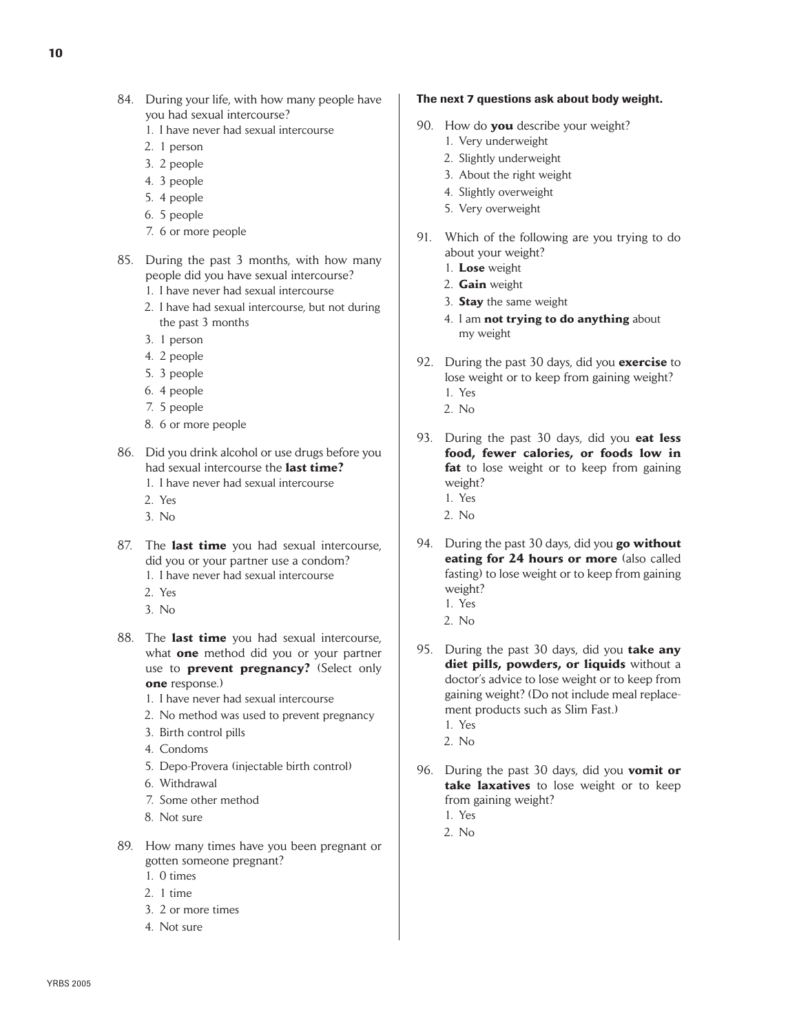84. During your life, with how many people have you had sexual intercourse?
   1. I have never had sexual intercourse
   2. 1 person
   3. 2 people
   4. 3 people
   5. 4 people
   6. 5 people
   7. 6 or more people

85. During the past 3 months, with how many people did you have sexual intercourse?
   1. I have never had sexual intercourse
   2. I have had sexual intercourse, but not during the past 3 months
   3. 1 person
   4. 2 people
   5. 3 people
   6. 4 people
   7. 5 people
   8. 6 or more people

86. Did you drink alcohol or use drugs before you had sexual intercourse the **last time?**
   1. I have never had sexual intercourse
   2. Yes
   3. No

87. The **last time** you had sexual intercourse, did you or your partner use a condom?
   1. I have never had sexual intercourse
   2. Yes
   3. No

88. The **last time** you had sexual intercourse, what **one** method did you or your partner use to **prevent pregnancy?** (Select only **one** response.)
   1. I have never had sexual intercourse
   2. No method was used to prevent pregnancy
   3. Birth control pills
   4. Condoms
   5. Depo-Provera (injectable birth control)
   6. Withdrawal
   7. Some other method
   8. Not sure

89. How many times have you been pregnant or gotten someone pregnant?
   1. 0 times
   2. 1 time
   3. 2 or more times
   4. Not sure

**The next 7 questions ask about body weight.**

90. How do **you** describe your weight?
   1. Very underweight
   2. Slightly underweight
   3. About the right weight
   4. Slightly overweight
   5. Very overweight

91. Which of the following are you trying to do about your weight?
   1. **Lose** weight
   2. **Gain** weight
   3. **Stay** the same weight
   4. I am **not trying to do anything** about my weight

92. During the past 30 days, did you **exercise** to lose weight or to keep from gaining weight?
   1. Yes
   2. No

93. During the past 30 days, did you **eat less food, fewer calories, or foods low in fat** to lose weight or to keep from gaining weight?
   1. Yes
   2. No

94. During the past 30 days, did you **go without eating for 24 hours or more** (also called fasting) to lose weight or to keep from gaining weight?
   1. Yes
   2. No

95. During the past 30 days, did you **take any diet pills, powders, or liquids** without a doctor's advice to lose weight or to keep from gaining weight? (Do not include meal replacement products such as Slim Fast.)
   1. Yes
   2. No

96. During the past 30 days, did you **vomit or take laxatives** to lose weight or to keep from gaining weight?
   1. Yes
   2. No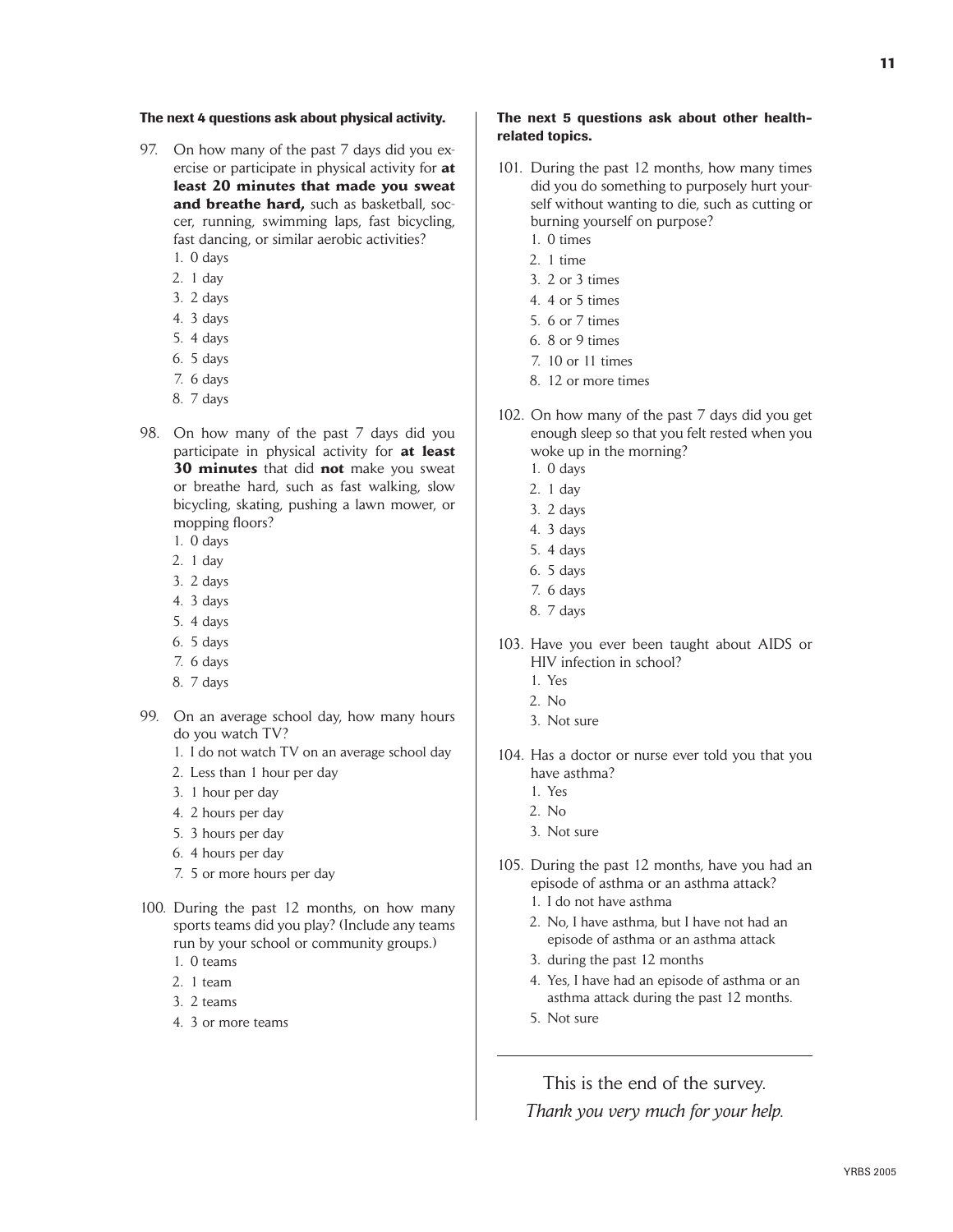**The next 4 questions ask about physical activity.**

97. On how many of the past 7 days did you exercise or participate in physical activity for **at least 20 minutes that made you sweat and breathe hard,** such as basketball, soccer, running, swimming laps, fast bicycling, fast dancing, or similar aerobic activities?
    1. 0 days
    2. 1 day
    3. 2 days
    4. 3 days
    5. 4 days
    6. 5 days
    7. 6 days
    8. 7 days

98. On how many of the past 7 days did you participate in physical activity for **at least 30 minutes** that did **not** make you sweat or breathe hard, such as fast walking, slow bicycling, skating, pushing a lawn mower, or mopping floors?
    1. 0 days
    2. 1 day
    3. 2 days
    4. 3 days
    5. 4 days
    6. 5 days
    7. 6 days
    8. 7 days

99. On an average school day, how many hours do you watch TV?
    1. I do not watch TV on an average school day
    2. Less than 1 hour per day
    3. 1 hour per day
    4. 2 hours per day
    5. 3 hours per day
    6. 4 hours per day
    7. 5 or more hours per day

100. During the past 12 months, on how many sports teams did you play? (Include any teams run by your school or community groups.)
    1. 0 teams
    2. 1 team
    3. 2 teams
    4. 3 or more teams

**The next 5 questions ask about other health-related topics.**

101. During the past 12 months, how many times did you do something to purposely hurt yourself without wanting to die, such as cutting or burning yourself on purpose?
    1. 0 times
    2. 1 time
    3. 2 or 3 times
    4. 4 or 5 times
    5. 6 or 7 times
    6. 8 or 9 times
    7. 10 or 11 times
    8. 12 or more times

102. On how many of the past 7 days did you get enough sleep so that you felt rested when you woke up in the morning?
    1. 0 days
    2. 1 day
    3. 2 days
    4. 3 days
    5. 4 days
    6. 5 days
    7. 6 days
    8. 7 days

103. Have you ever been taught about AIDS or HIV infection in school?
    1. Yes
    2. No
    3. Not sure

104. Has a doctor or nurse ever told you that you have asthma?
    1. Yes
    2. No
    3. Not sure

105. During the past 12 months, have you had an episode of asthma or an asthma attack?
    1. I do not have asthma
    2. No, I have asthma, but I have not had an episode of asthma or an asthma attack
    3. during the past 12 months
    4. Yes, I have had an episode of asthma or an asthma attack during the past 12 months.
    5. Not sure

---

This is the end of the survey.

*Thank you very much for your help.*